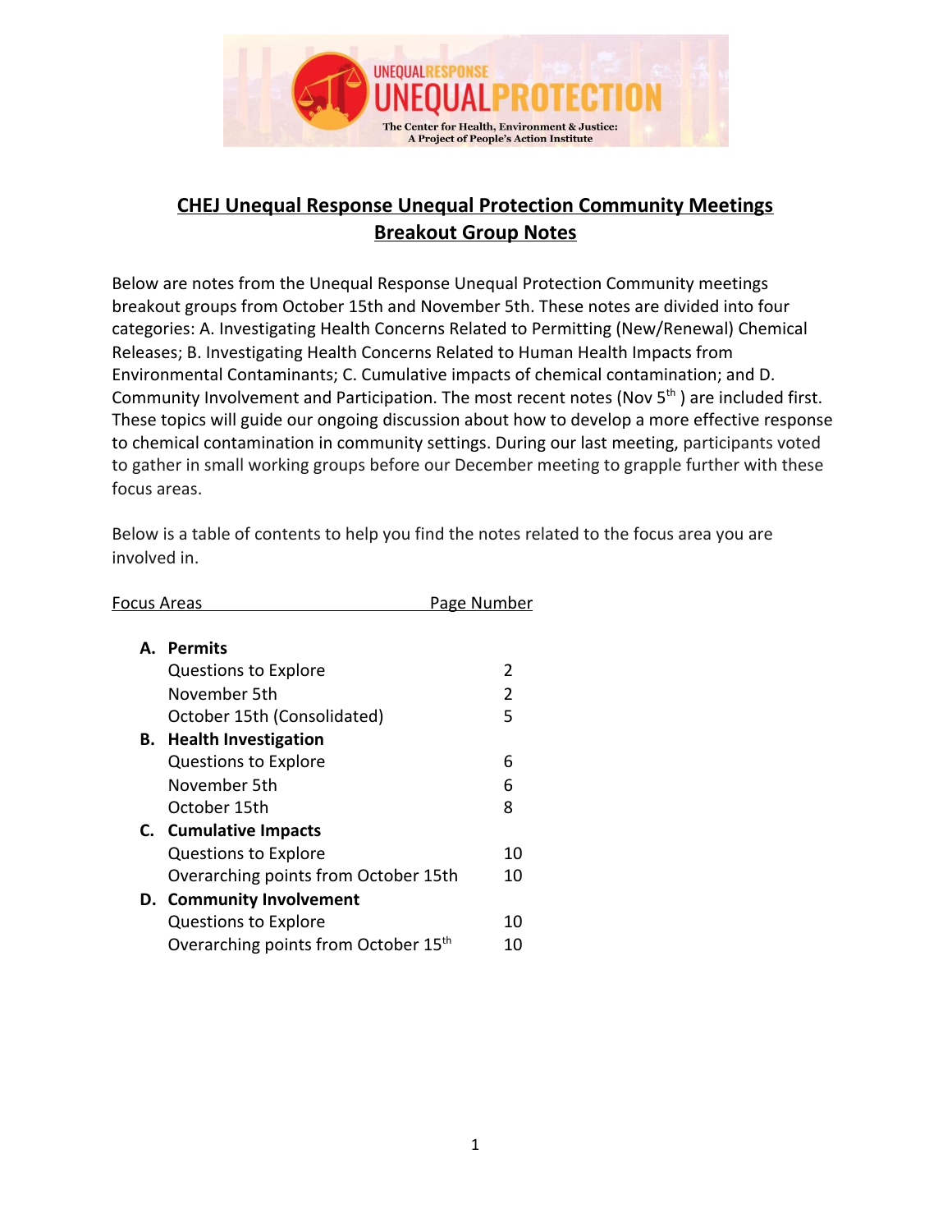# CHEJ Unequal Response Unequal Protection Community Meetings Breakout Group Notes

Below are notes from the Unequal Response Unequal Protection Community meetings breakout groups from October 15th and November 5th. These notes are divided into four categories: A. Investigating Health Concerns Related to Permitting (New/Renewal) Chemical Releases; B. Investigating Health Concerns Related to Human Health Impacts from Environmental Contaminants; C. Cumulative impacts of chemical contamination; and D. Community Involvement and Participation. The most recent notes (Nov 5th) are included first. These topics will guide our ongoing discussion about how to develop a more effective response to chemical contamination in community settings. During our last meeting, participants voted to gather in small working groups before our December meeting to grapple further with these focus areas.

Below is a table of contents to help you find the notes related to the focus area you are involved in.

| Focus Areas | Page Number |
|---|---|
| **A. Permits** | |
| Questions to Explore | 2 |
| November 5th | 2 |
| October 15th (Consolidated) | 5 |
| **B. Health Investigation** | |
| Questions to Explore | 6 |
| November 5th | 6 |
| October 15th | 8 |
| **C. Cumulative Impacts** | |
| Questions to Explore | 10 |
| Overarching points from October 15th | 10 |
| **D. Community Involvement** | |
| Questions to Explore | 10 |
| Overarching points from October 15th | 10 |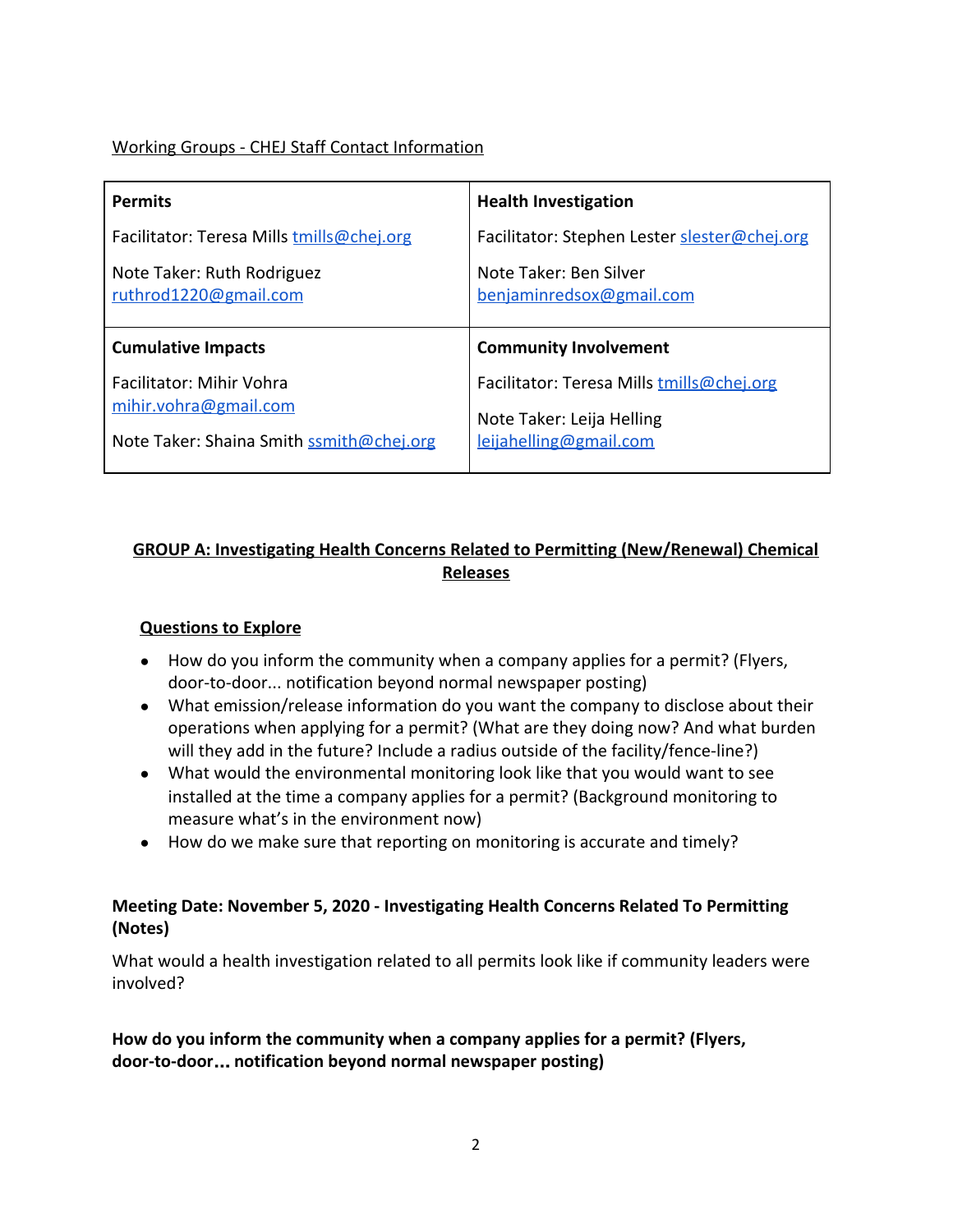Working Groups - CHEJ Staff Contact Information

| | |
|---|---|
| **Permits**<br><br>Facilitator: Teresa Mills tmills@chej.org<br><br>Note Taker: Ruth Rodriguez ruthrod1220@gmail.com | **Health Investigation**<br><br>Facilitator: Stephen Lester slester@chej.org<br><br>Note Taker: Ben Silver benjaminredsox@gmail.com |
| **Cumulative Impacts**<br><br>Facilitator: Mihir Vohra mihir.vohra@gmail.com<br><br>Note Taker: Shaina Smith ssmith@chej.org | **Community Involvement**<br><br>Facilitator: Teresa Mills tmills@chej.org<br><br>Note Taker: Leija Helling leijahelling@gmail.com |

## GROUP A: Investigating Health Concerns Related to Permitting (New/Renewal) Chemical Releases

### Questions to Explore

- How do you inform the community when a company applies for a permit? (Flyers, door-to-door... notification beyond normal newspaper posting)
- What emission/release information do you want the company to disclose about their operations when applying for a permit? (What are they doing now? And what burden will they add in the future? Include a radius outside of the facility/fence-line?)
- What would the environmental monitoring look like that you would want to see installed at the time a company applies for a permit? (Background monitoring to measure what's in the environment now)
- How do we make sure that reporting on monitoring is accurate and timely?

**Meeting Date: November 5, 2020 - Investigating Health Concerns Related To Permitting (Notes)**

What would a health investigation related to all permits look like if community leaders were involved?

**How do you inform the community when a company applies for a permit? (Flyers, door-to-door... notification beyond normal newspaper posting)**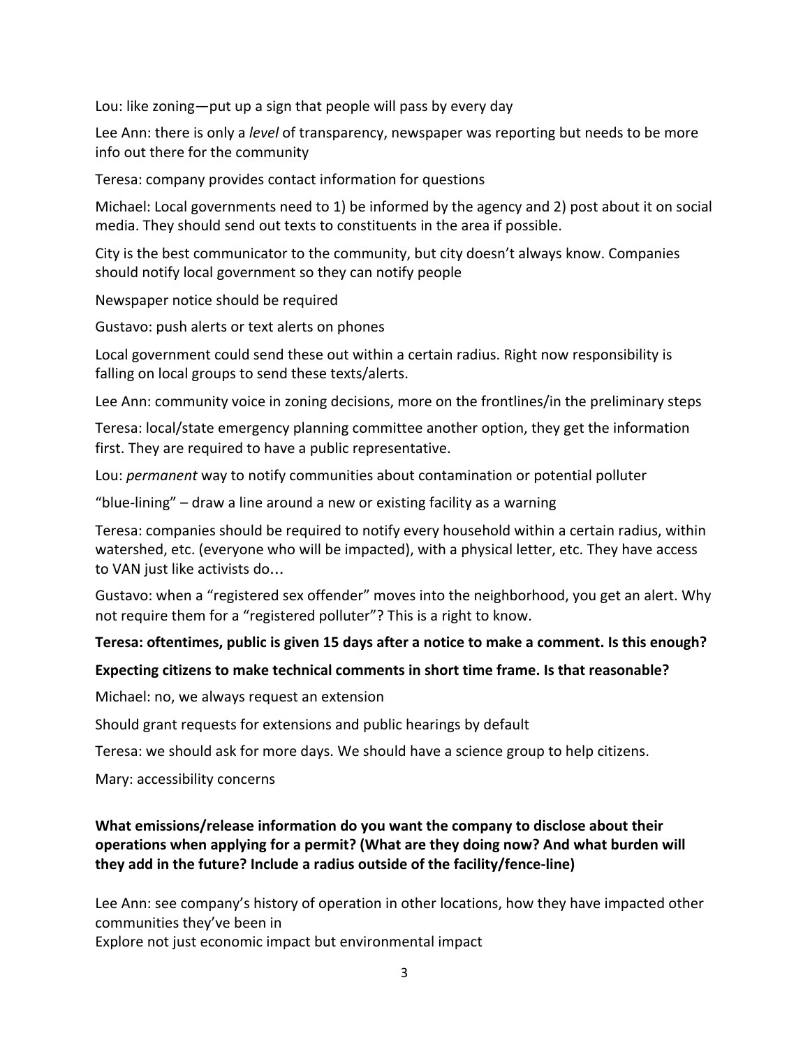Lou: like zoning—put up a sign that people will pass by every day

Lee Ann: there is only a *level* of transparency, newspaper was reporting but needs to be more info out there for the community

Teresa: company provides contact information for questions

Michael: Local governments need to 1) be informed by the agency and 2) post about it on social media. They should send out texts to constituents in the area if possible.

City is the best communicator to the community, but city doesn't always know. Companies should notify local government so they can notify people

Newspaper notice should be required

Gustavo: push alerts or text alerts on phones

Local government could send these out within a certain radius. Right now responsibility is falling on local groups to send these texts/alerts.

Lee Ann: community voice in zoning decisions, more on the frontlines/in the preliminary steps

Teresa: local/state emergency planning committee another option, they get the information first. They are required to have a public representative.

Lou: *permanent* way to notify communities about contamination or potential polluter

"blue-lining" – draw a line around a new or existing facility as a warning

Teresa: companies should be required to notify every household within a certain radius, within watershed, etc. (everyone who will be impacted), with a physical letter, etc. They have access to VAN just like activists do…

Gustavo: when a "registered sex offender" moves into the neighborhood, you get an alert. Why not require them for a "registered polluter"? This is a right to know.

**Teresa: oftentimes, public is given 15 days after a notice to make a comment. Is this enough?**

**Expecting citizens to make technical comments in short time frame. Is that reasonable?**

Michael: no, we always request an extension

Should grant requests for extensions and public hearings by default

Teresa: we should ask for more days. We should have a science group to help citizens.

Mary: accessibility concerns

**What emissions/release information do you want the company to disclose about their operations when applying for a permit? (What are they doing now? And what burden will they add in the future? Include a radius outside of the facility/fence-line)**

Lee Ann: see company's history of operation in other locations, how they have impacted other communities they've been in
Explore not just economic impact but environmental impact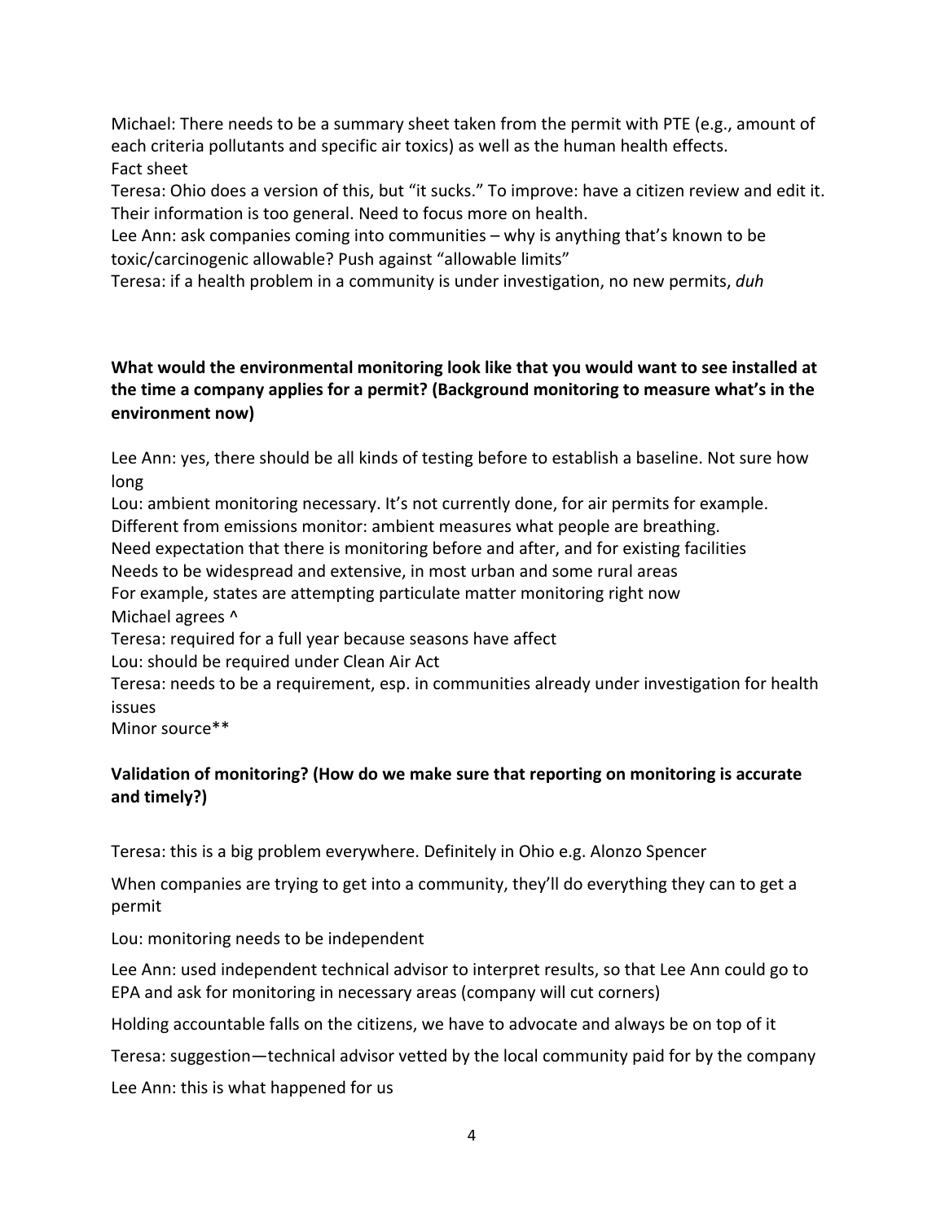Michael: There needs to be a summary sheet taken from the permit with PTE (e.g., amount of each criteria pollutants and specific air toxics) as well as the human health effects.
Fact sheet

Teresa: Ohio does a version of this, but "it sucks." To improve: have a citizen review and edit it. Their information is too general. Need to focus more on health.

Lee Ann: ask companies coming into communities – why is anything that's known to be toxic/carcinogenic allowable? Push against "allowable limits"

Teresa: if a health problem in a community is under investigation, no new permits, *duh*

**What would the environmental monitoring look like that you would want to see installed at the time a company applies for a permit? (Background monitoring to measure what's in the environment now)**

Lee Ann: yes, there should be all kinds of testing before to establish a baseline. Not sure how long

Lou: ambient monitoring necessary. It's not currently done, for air permits for example.
Different from emissions monitor: ambient measures what people are breathing.
Need expectation that there is monitoring before and after, and for existing facilities
Needs to be widespread and extensive, in most urban and some rural areas
For example, states are attempting particulate matter monitoring right now

Michael agrees ^

Teresa: required for a full year because seasons have affect

Lou: should be required under Clean Air Act

Teresa: needs to be a requirement, esp. in communities already under investigation for health issues

Minor source**

**Validation of monitoring? (How do we make sure that reporting on monitoring is accurate and timely?)**

Teresa: this is a big problem everywhere. Definitely in Ohio e.g. Alonzo Spencer

When companies are trying to get into a community, they'll do everything they can to get a permit

Lou: monitoring needs to be independent

Lee Ann: used independent technical advisor to interpret results, so that Lee Ann could go to EPA and ask for monitoring in necessary areas (company will cut corners)

Holding accountable falls on the citizens, we have to advocate and always be on top of it

Teresa: suggestion—technical advisor vetted by the local community paid for by the company

Lee Ann: this is what happened for us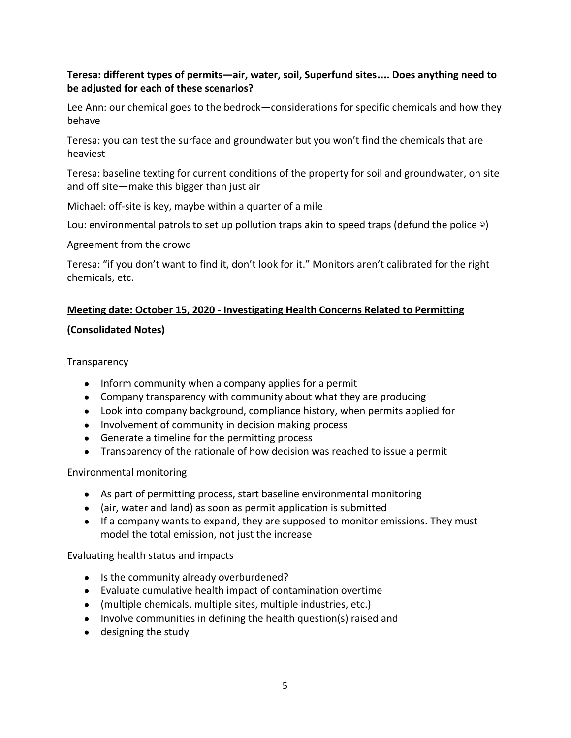**Teresa: different types of permits—air, water, soil, Superfund sites…. Does anything need to be adjusted for each of these scenarios?**

Lee Ann: our chemical goes to the bedrock—considerations for specific chemicals and how they behave

Teresa: you can test the surface and groundwater but you won't find the chemicals that are heaviest

Teresa: baseline texting for current conditions of the property for soil and groundwater, on site and off site—make this bigger than just air

Michael: off-site is key, maybe within a quarter of a mile

Lou: environmental patrols to set up pollution traps akin to speed traps (defund the police ☺)

Agreement from the crowd

Teresa: "if you don't want to find it, don't look for it." Monitors aren't calibrated for the right chemicals, etc.

## Meeting date: October 15, 2020 - Investigating Health Concerns Related to Permitting

**(Consolidated Notes)**

Transparency

- Inform community when a company applies for a permit
- Company transparency with community about what they are producing
- Look into company background, compliance history, when permits applied for
- Involvement of community in decision making process
- Generate a timeline for the permitting process
- Transparency of the rationale of how decision was reached to issue a permit

Environmental monitoring

- As part of permitting process, start baseline environmental monitoring
- (air, water and land) as soon as permit application is submitted
- If a company wants to expand, they are supposed to monitor emissions. They must model the total emission, not just the increase

Evaluating health status and impacts

- Is the community already overburdened?
- Evaluate cumulative health impact of contamination overtime
- (multiple chemicals, multiple sites, multiple industries, etc.)
- Involve communities in defining the health question(s) raised and
- designing the study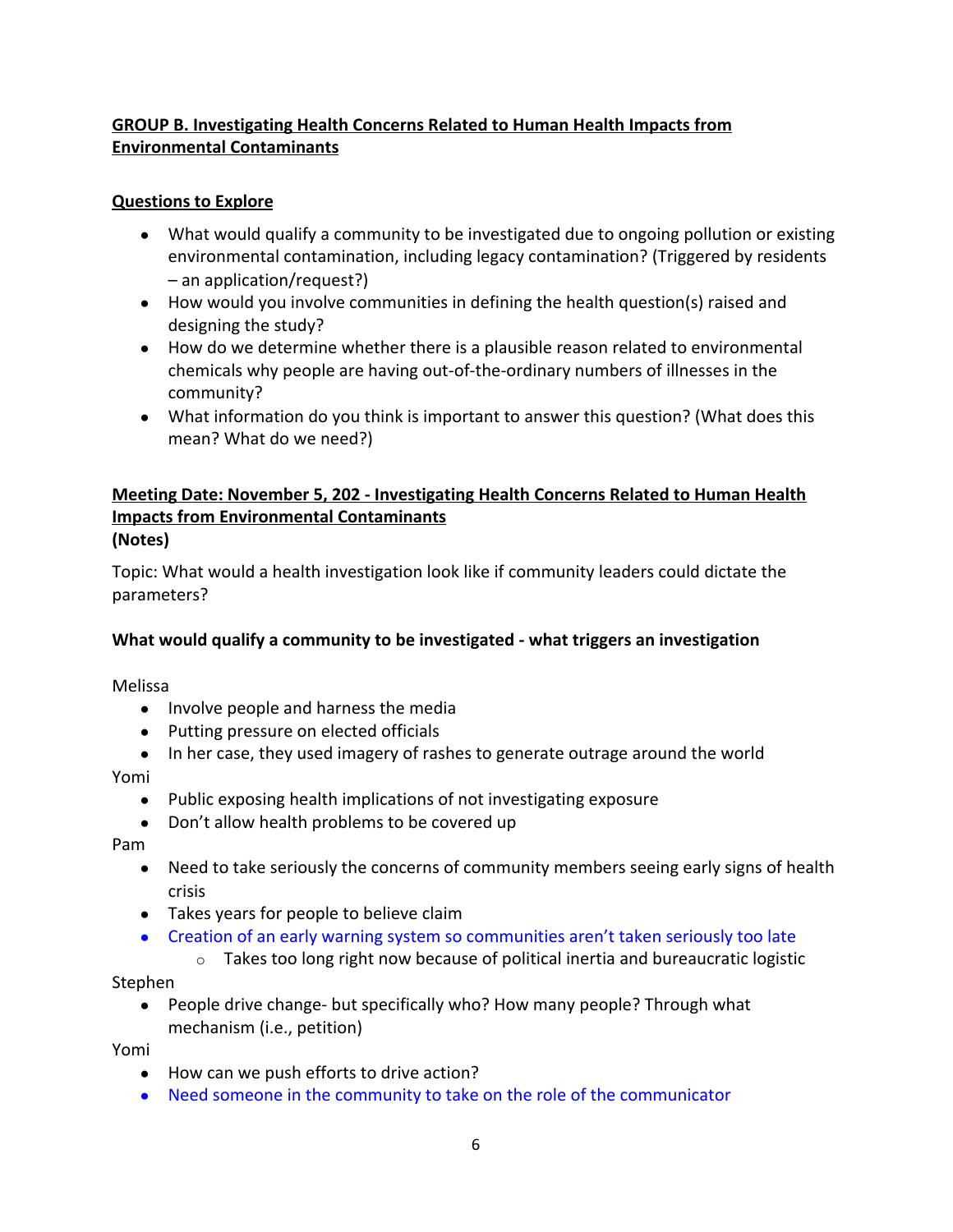**GROUP B. Investigating Health Concerns Related to Human Health Impacts from Environmental Contaminants**

**Questions to Explore**

- What would qualify a community to be investigated due to ongoing pollution or existing environmental contamination, including legacy contamination? (Triggered by residents – an application/request?)
- How would you involve communities in defining the health question(s) raised and designing the study?
- How do we determine whether there is a plausible reason related to environmental chemicals why people are having out-of-the-ordinary numbers of illnesses in the community?
- What information do you think is important to answer this question? (What does this mean? What do we need?)

**Meeting Date: November 5, 202 - Investigating Health Concerns Related to Human Health Impacts from Environmental Contaminants**
**(Notes)**

Topic: What would a health investigation look like if community leaders could dictate the parameters?

**What would qualify a community to be investigated - what triggers an investigation**

Melissa

- Involve people and harness the media
- Putting pressure on elected officials
- In her case, they used imagery of rashes to generate outrage around the world

Yomi

- Public exposing health implications of not investigating exposure
- Don't allow health problems to be covered up

Pam

- Need to take seriously the concerns of community members seeing early signs of health crisis
- Takes years for people to believe claim
- Creation of an early warning system so communities aren't taken seriously too late
    - Takes too long right now because of political inertia and bureaucratic logistic

Stephen

- People drive change- but specifically who? How many people? Through what mechanism (i.e., petition)

Yomi

- How can we push efforts to drive action?
- Need someone in the community to take on the role of the communicator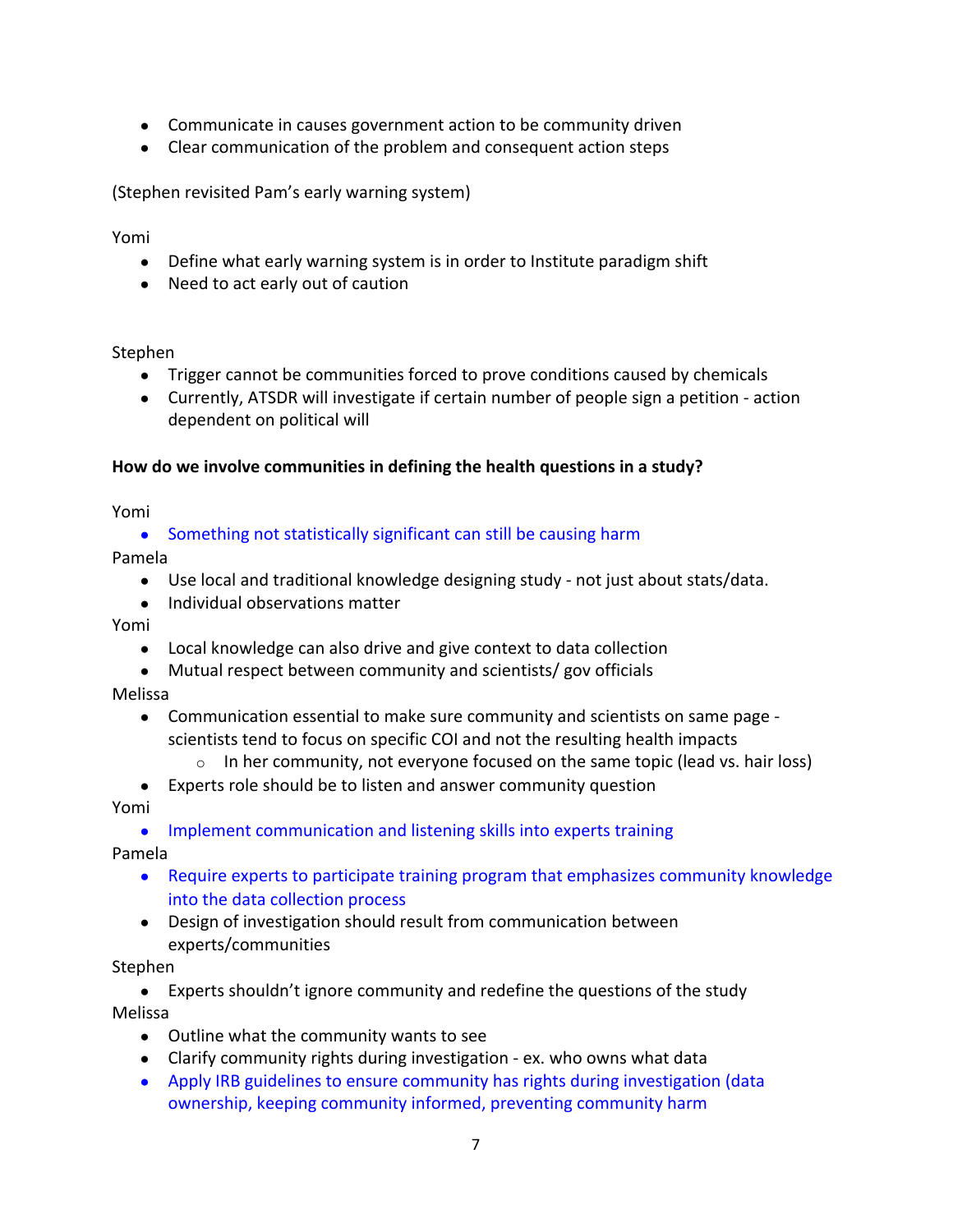- Communicate in causes government action to be community driven
- Clear communication of the problem and consequent action steps

(Stephen revisited Pam's early warning system)

Yomi

- Define what early warning system is in order to Institute paradigm shift
- Need to act early out of caution

Stephen

- Trigger cannot be communities forced to prove conditions caused by chemicals
- Currently, ATSDR will investigate if certain number of people sign a petition - action dependent on political will

**How do we involve communities in defining the health questions in a study?**

Yomi

- Something not statistically significant can still be causing harm

Pamela

- Use local and traditional knowledge designing study - not just about stats/data.
- Individual observations matter

Yomi

- Local knowledge can also drive and give context to data collection
- Mutual respect between community and scientists/ gov officials

Melissa

- Communication essential to make sure community and scientists on same page - scientists tend to focus on specific COI and not the resulting health impacts
  - In her community, not everyone focused on the same topic (lead vs. hair loss)
- Experts role should be to listen and answer community question

Yomi

- Implement communication and listening skills into experts training

Pamela

- Require experts to participate training program that emphasizes community knowledge into the data collection process
- Design of investigation should result from communication between experts/communities

Stephen

- Experts shouldn't ignore community and redefine the questions of the study

Melissa

- Outline what the community wants to see
- Clarify community rights during investigation - ex. who owns what data
- Apply IRB guidelines to ensure community has rights during investigation (data ownership, keeping community informed, preventing community harm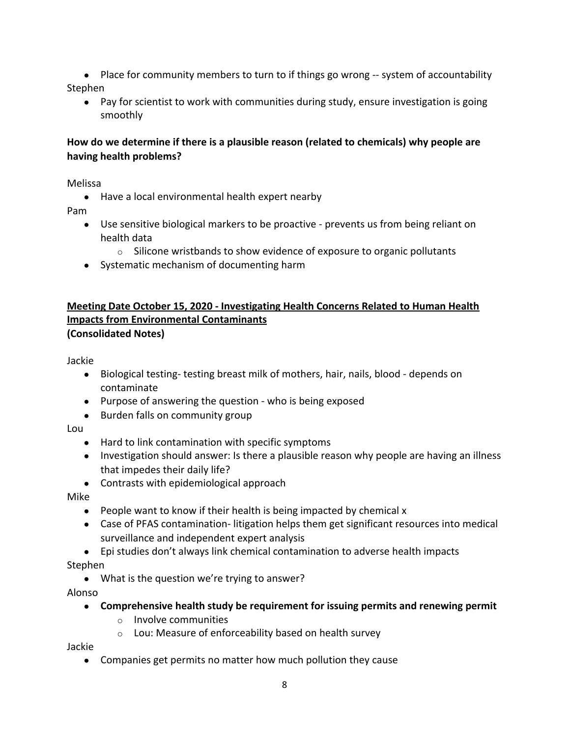- Place for community members to turn to if things go wrong -- system of accountability

Stephen

- Pay for scientist to work with communities during study, ensure investigation is going smoothly

**How do we determine if there is a plausible reason (related to chemicals) why people are having health problems?**

Melissa

- Have a local environmental health expert nearby

Pam

- Use sensitive biological markers to be proactive - prevents us from being reliant on health data
    - Silicone wristbands to show evidence of exposure to organic pollutants
- Systematic mechanism of documenting harm

**<u>Meeting Date October 15, 2020 - Investigating Health Concerns Related to Human Health Impacts from Environmental Contaminants</u>**
**(Consolidated Notes)**

Jackie

- Biological testing- testing breast milk of mothers, hair, nails, blood - depends on contaminate
- Purpose of answering the question - who is being exposed
- Burden falls on community group

Lou

- Hard to link contamination with specific symptoms
- Investigation should answer: Is there a plausible reason why people are having an illness that impedes their daily life?
- Contrasts with epidemiological approach

Mike

- People want to know if their health is being impacted by chemical x
- Case of PFAS contamination- litigation helps them get significant resources into medical surveillance and independent expert analysis
- Epi studies don't always link chemical contamination to adverse health impacts

Stephen

- What is the question we're trying to answer?

Alonso

- **Comprehensive health study be requirement for issuing permits and renewing permit**
    - Involve communities
    - Lou: Measure of enforceability based on health survey

Jackie

- Companies get permits no matter how much pollution they cause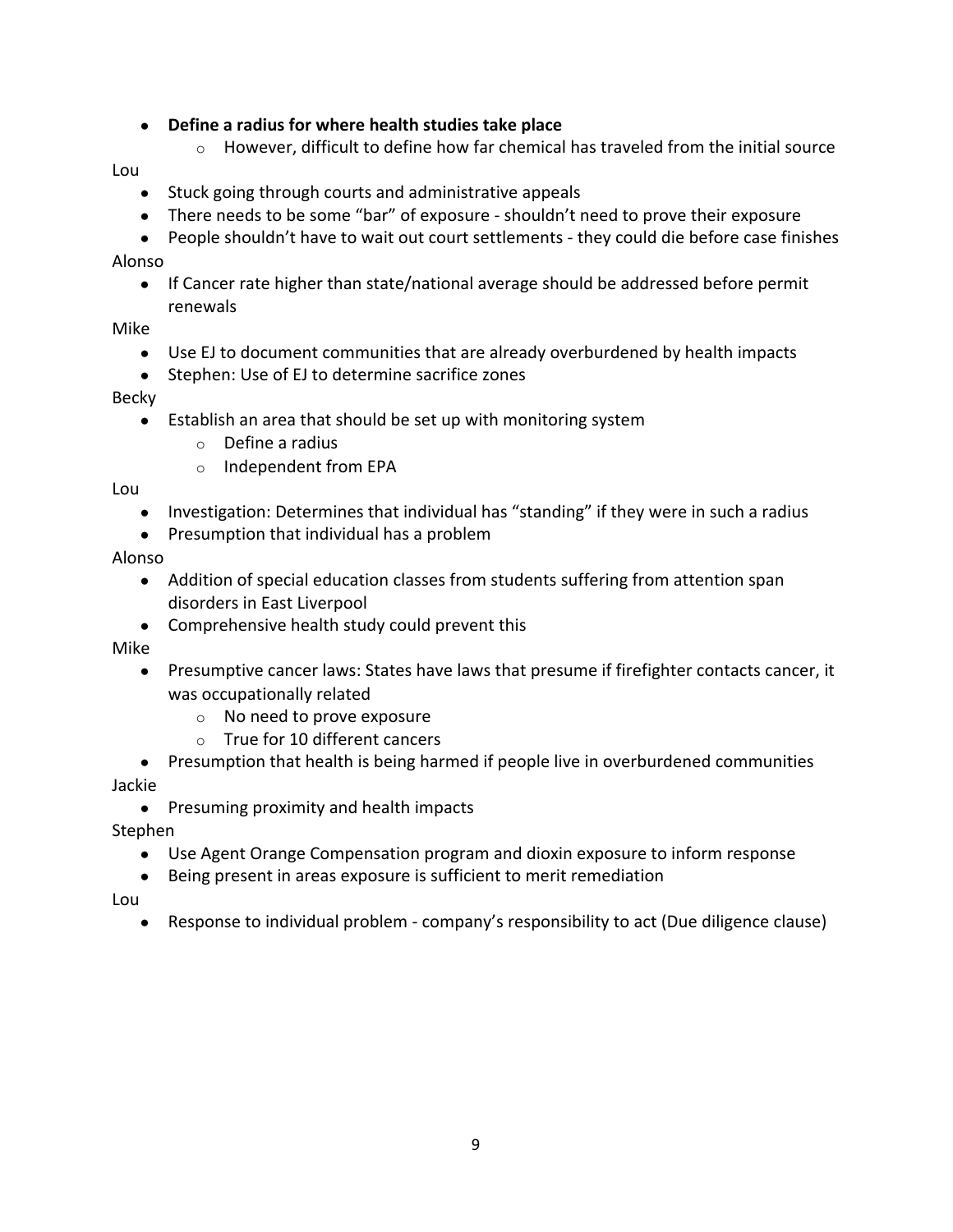- **Define a radius for where health studies take place**
    - However, difficult to define how far chemical has traveled from the initial source

Lou

- Stuck going through courts and administrative appeals
- There needs to be some "bar" of exposure - shouldn't need to prove their exposure
- People shouldn't have to wait out court settlements - they could die before case finishes

Alonso

- If Cancer rate higher than state/national average should be addressed before permit renewals

Mike

- Use EJ to document communities that are already overburdened by health impacts
- Stephen: Use of EJ to determine sacrifice zones

Becky

- Establish an area that should be set up with monitoring system
    - Define a radius
    - Independent from EPA

Lou

- Investigation: Determines that individual has "standing" if they were in such a radius
- Presumption that individual has a problem

Alonso

- Addition of special education classes from students suffering from attention span disorders in East Liverpool
- Comprehensive health study could prevent this

Mike

- Presumptive cancer laws: States have laws that presume if firefighter contacts cancer, it was occupationally related
    - No need to prove exposure
    - True for 10 different cancers
- Presumption that health is being harmed if people live in overburdened communities

Jackie

- Presuming proximity and health impacts

Stephen

- Use Agent Orange Compensation program and dioxin exposure to inform response
- Being present in areas exposure is sufficient to merit remediation

Lou

- Response to individual problem - company's responsibility to act (Due diligence clause)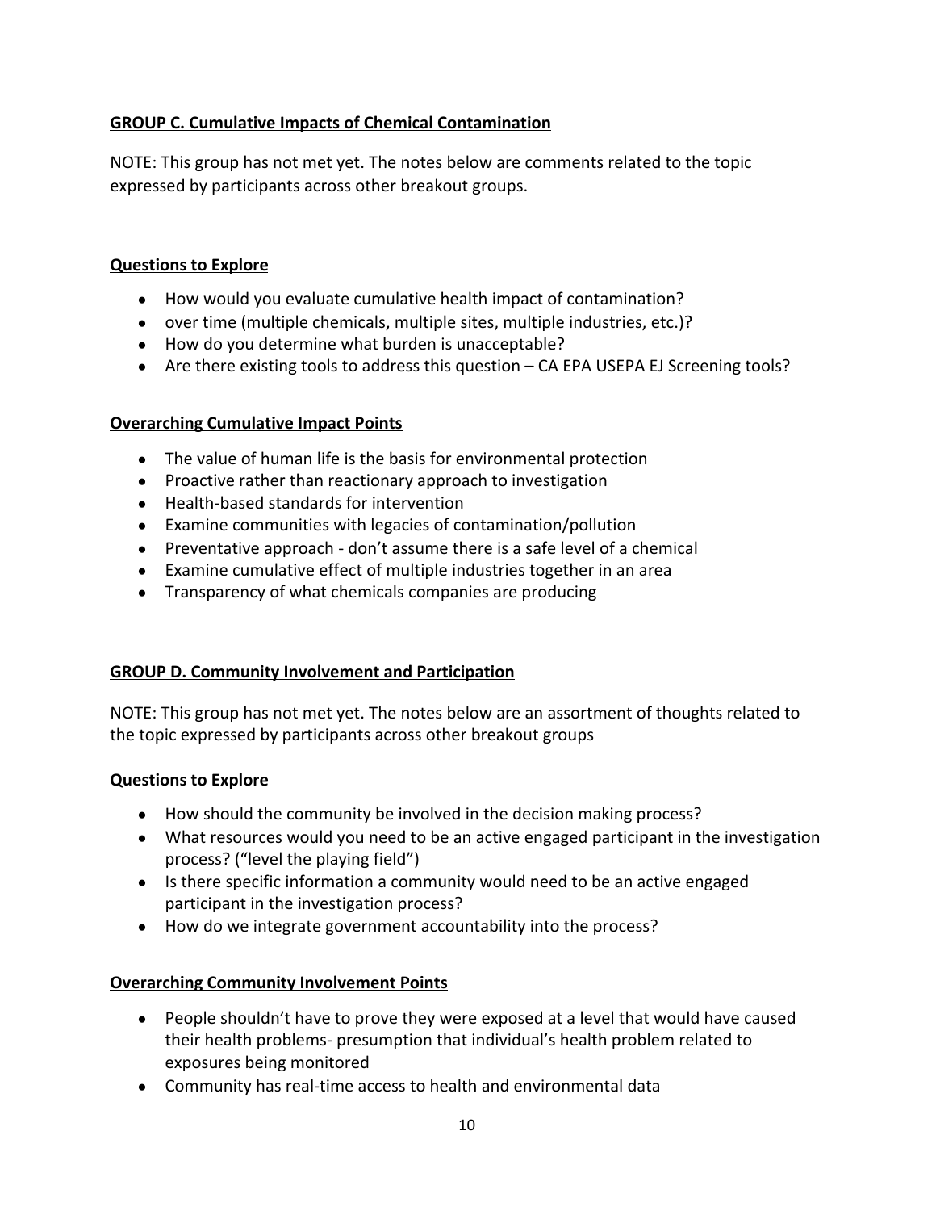**GROUP C. Cumulative Impacts of Chemical Contamination**

NOTE: This group has not met yet. The notes below are comments related to the topic expressed by participants across other breakout groups.

**Questions to Explore**

- How would you evaluate cumulative health impact of contamination?
- over time (multiple chemicals, multiple sites, multiple industries, etc.)?
- How do you determine what burden is unacceptable?
- Are there existing tools to address this question – CA EPA USEPA EJ Screening tools?

**Overarching Cumulative Impact Points**

- The value of human life is the basis for environmental protection
- Proactive rather than reactionary approach to investigation
- Health-based standards for intervention
- Examine communities with legacies of contamination/pollution
- Preventative approach - don't assume there is a safe level of a chemical
- Examine cumulative effect of multiple industries together in an area
- Transparency of what chemicals companies are producing

**GROUP D. Community Involvement and Participation**

NOTE: This group has not met yet. The notes below are an assortment of thoughts related to the topic expressed by participants across other breakout groups

**Questions to Explore**

- How should the community be involved in the decision making process?
- What resources would you need to be an active engaged participant in the investigation process? ("level the playing field")
- Is there specific information a community would need to be an active engaged participant in the investigation process?
- How do we integrate government accountability into the process?

**Overarching Community Involvement Points**

- People shouldn't have to prove they were exposed at a level that would have caused their health problems- presumption that individual's health problem related to exposures being monitored
- Community has real-time access to health and environmental data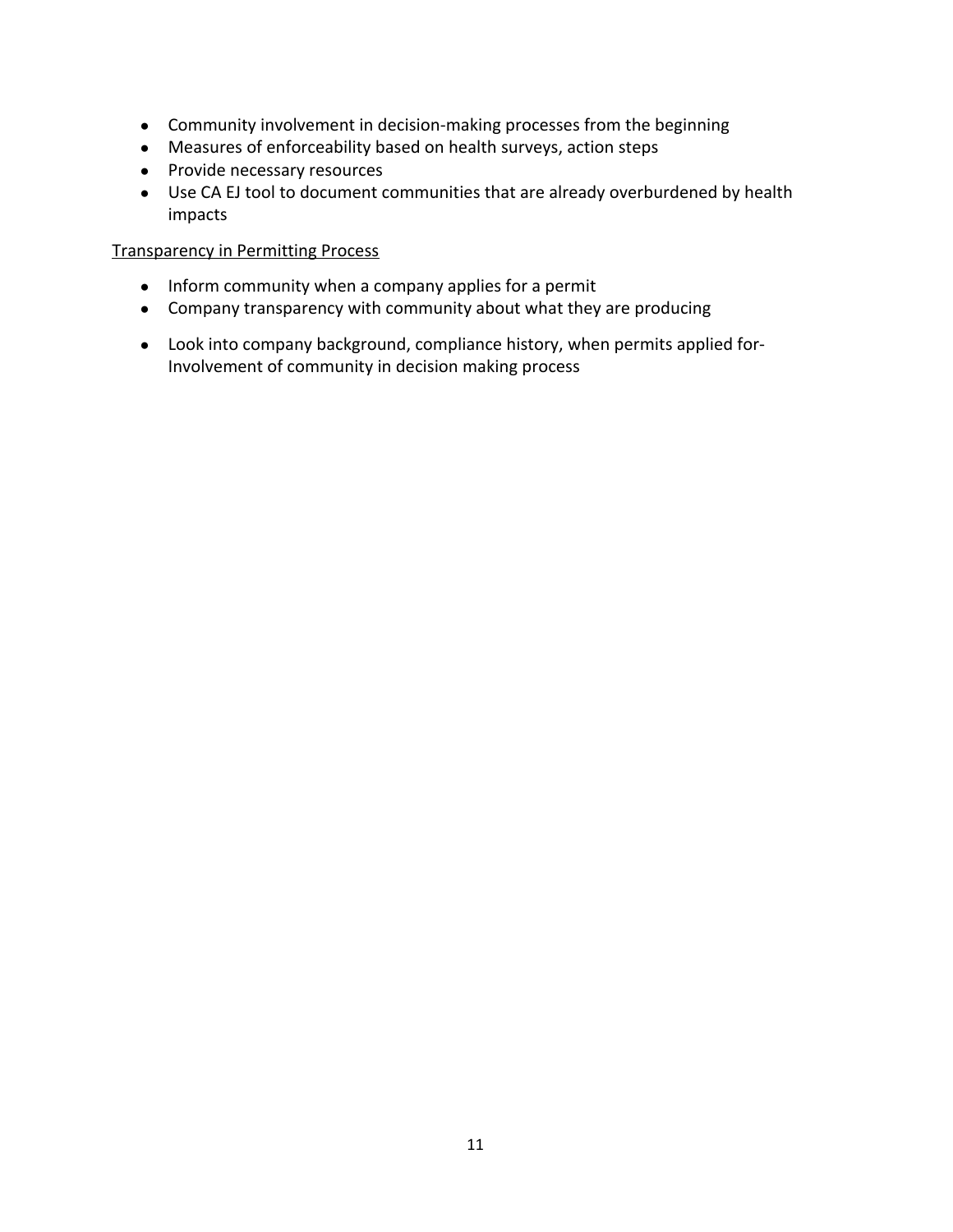- Community involvement in decision-making processes from the beginning
- Measures of enforceability based on health surveys, action steps
- Provide necessary resources
- Use CA EJ tool to document communities that are already overburdened by health impacts

Transparency in Permitting Process

- Inform community when a company applies for a permit
- Company transparency with community about what they are producing
- Look into company background, compliance history, when permits applied for- Involvement of community in decision making process